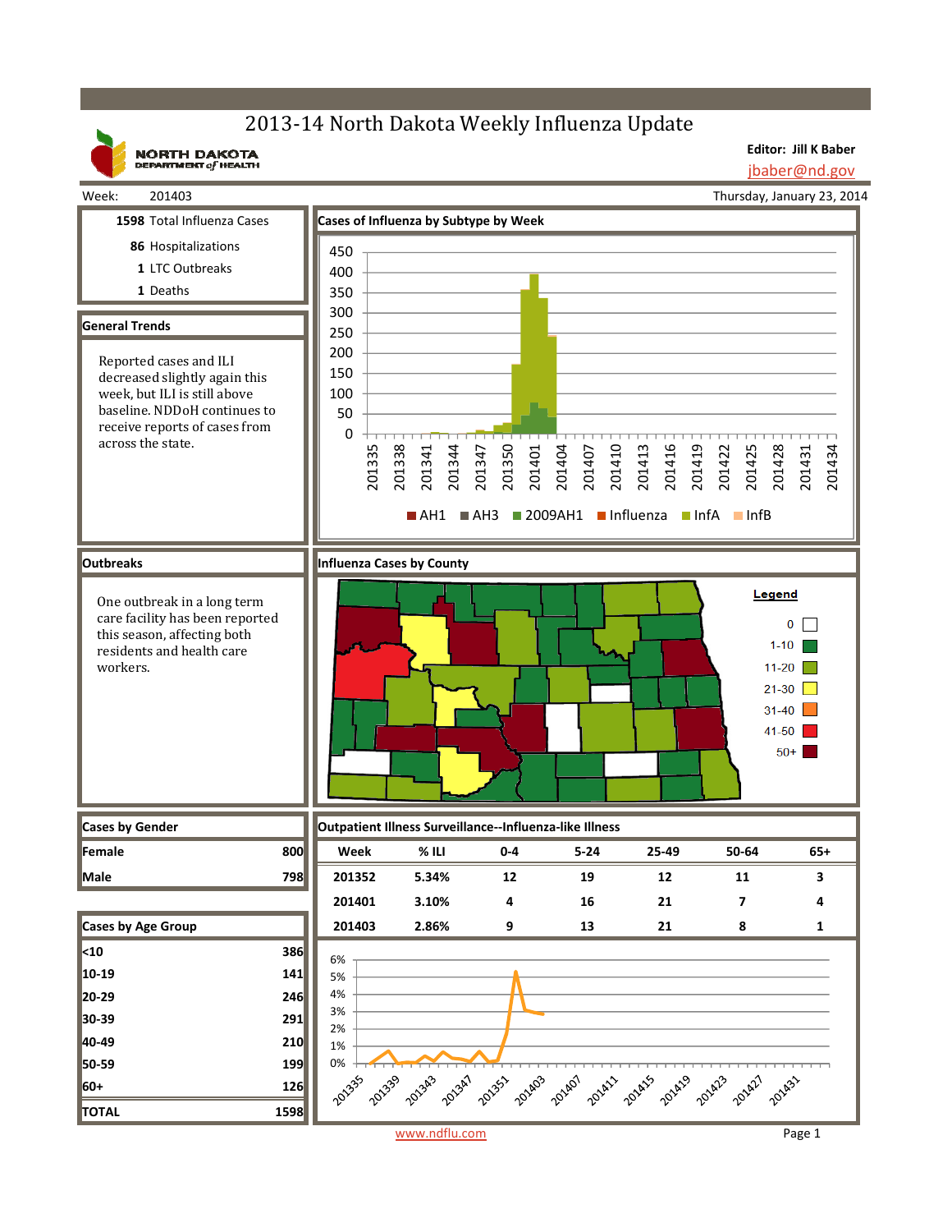# 2013-14 North Dakota Weekly Influenza Update

NORTH DAKOTA DEPARTMENT of HEALTH

**Editor: Jill K Baber**
jbaber@nd.gov

Week: 201403

Thursday, January 23, 2014

**1598** Total Influenza Cases

**86** Hospitalizations

**1** LTC Outbreaks

**1** Deaths

## General Trends

Reported cases and ILI decreased slightly again this week, but ILI is still above baseline. NDDoH continues to receive reports of cases from across the state.

## Cases of Influenza by Subtype by Week

Legend: AH1, AH3, 2009AH1, Influenza, InfA, InfB

## Outbreaks

One outbreak in a long term care facility has been reported this season, affecting both residents and health care workers.

## Influenza Cases by County

Legend: 0, 1-10, 11-20, 21-30, 31-40, 41-50, 50+

## Cases by Gender

| | |
|---|---|
| **Female** | 800 |
| **Male** | 798 |

## Cases by Age Group

| | |
|---|---|
| **<10** | 386 |
| **10-19** | 141 |
| **20-29** | 246 |
| **30-39** | 291 |
| **40-49** | 210 |
| **50-59** | 199 |
| **60+** | 126 |
| **TOTAL** | 1598 |

## Outpatient Illness Surveillance--Influenza-like Illness

| Week | % ILI | 0-4 | 5-24 | 25-49 | 50-64 | 65+ |
|---|---|---|---|---|---|---|
| 201352 | 5.34% | 12 | 19 | 12 | 11 | 3 |
| 201401 | 3.10% | 4 | 16 | 21 | 7 | 4 |
| 201403 | 2.86% | 9 | 13 | 21 | 8 | 1 |

www.ndflu.com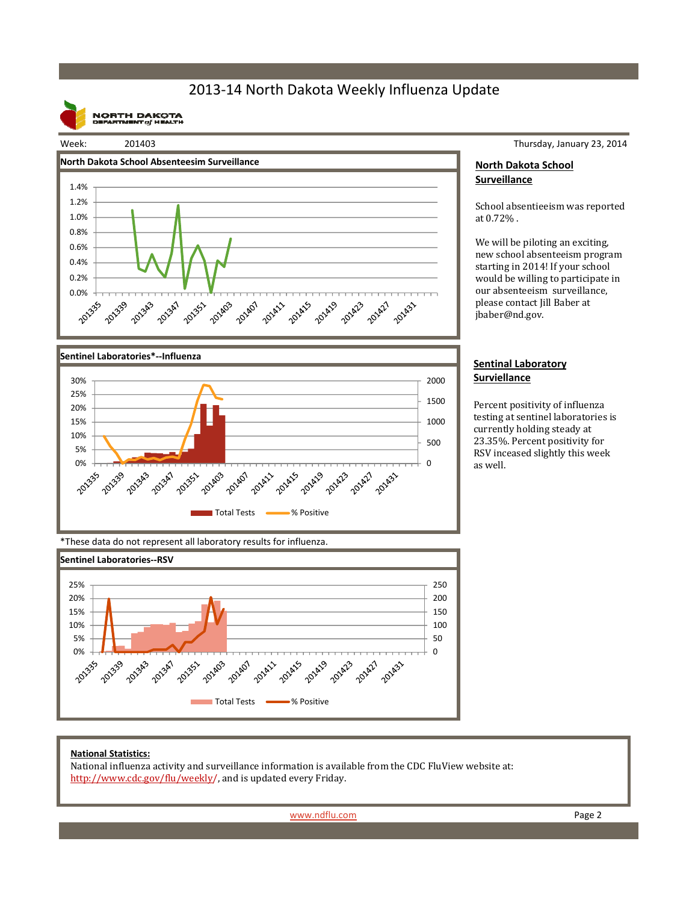# 2013-14 North Dakota Weekly Influenza Update

NORTH DAKOTA DEPARTMENT of HEALTH

Week: 201403

Thursday, January 23, 2014

## North Dakota School Absenteesim Surveillance

1.4%
1.2%
1.0%
0.8%
0.6%
0.4%
0.2%
0.0%

201335 201339 201343 201347 201351 201403 201407 201411 201415 201419 201423 201427 201431

## Sentinel Laboratories*--Influenza

30% 25% 20% 15% 10% 5% 0%

2000 1500 1000 500 0

201335 201339 201343 201347 201351 201403 201407 201411 201415 201419 201423 201427 201431

Total Tests % Positive

*These data do not represent all laboratory results for influenza.

## Sentinel Laboratories--RSV

25% 20% 15% 10% 5% 0%

250 200 150 100 50 0

201335 201339 201343 201347 201351 201403 201407 201411 201415 201419 201423 201427 201431

Total Tests % Positive

## North Dakota School Surveillance

School absentieeism was reported at 0.72% .

We will be piloting an exciting, new school absenteeism program starting in 2014! If your school would be willing to participate in our absenteeism surveillance, please contact Jill Baber at jbaber@nd.gov.

## Sentinal Laboratory Surviellance

Percent positivity of influenza testing at sentinel laboratories is currently holding steady at 23.35%. Percent positivity for RSV inceased slightly this week as well.

**National Statistics:**

National influenza activity and surveillance information is available from the CDC FluView website at: http://www.cdc.gov/flu/weekly/, and is updated every Friday.

www.ndflu.com